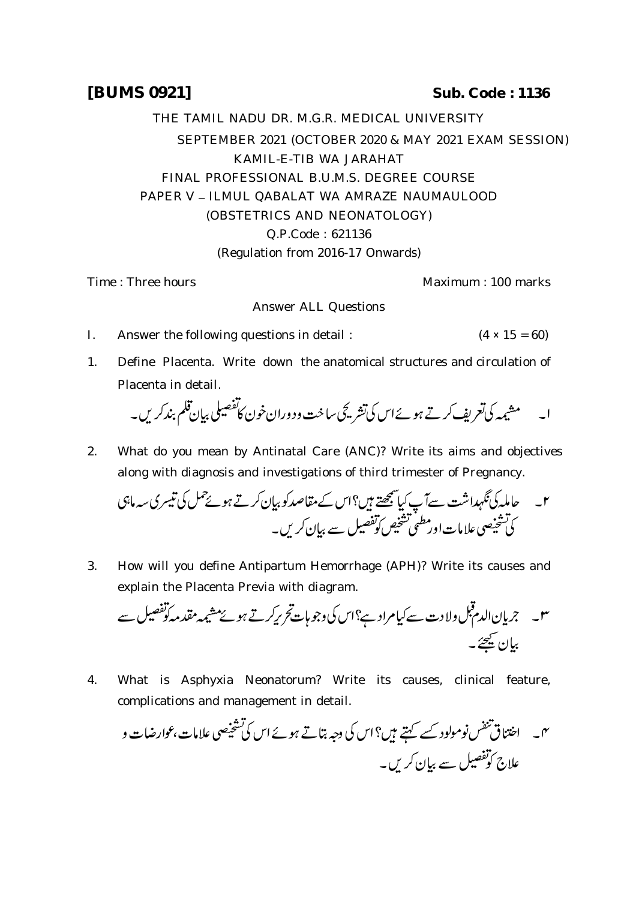**[BUMS 0921]** **Sub. Code : 1136**

THE TAMIL NADU DR. M.G.R. MEDICAL UNIVERSITY

SEPTEMBER 2021 (OCTOBER 2020 & MAY 2021 EXAM SESSION)

KAMIL-E-TIB WA JARAHAT

FINAL PROFESSIONAL B.U.M.S. DEGREE COURSE

PAPER V – ILMUL QABALAT WA AMRAZE NAUMAULOOD

(OBSTETRICS AND NEONATOLOGY)

Q.P.Code : 621136

(Regulation from 2016-17 Onwards)

Time : Three hours Maximum : 100 marks

Answer ALL Questions

I. Answer the following questions in detail : (4 × 15 = 60)

1. Define Placenta. Write down the anatomical structures and circulation of Placenta in detail.

   ۱۔ مشیمہ کی تعریف کرتے ہوئے اس کی تشریحی ساخت ودوران خون کا تفصیلی بیان قلم بند کریں۔

2. What do you mean by Antinatal Care (ANC)? Write its aims and objectives along with diagnosis and investigations of third trimester of Pregnancy.

   ۲۔ حاملہ کی نگہداشت سے آپ کیا سمجھتے ہیں؟ اس کے مقاصد کو بیان کرتے ہوئے حمل کی تیسری سہ ماہی کی تشخیصی علامات اور مطبی تشخیص کو تفصیل سے بیان کریں۔

3. How will you define Antipartum Hemorrhage (APH)? Write its causes and explain the Placenta Previa with diagram.

   ۳۔ جریان الدم قبل ولادت سے کیا مراد ہے؟ اس کی وجوہات تحریر کرتے ہوئے مشیمہ مقدمہ کو تفصیل سے بیان کیجئے۔

4. What is Asphyxia Neonatorum? Write its causes, clinical feature, complications and management in detail.

   ۴۔ اختناق تنفس نومولود کسے کہتے ہیں؟ اس کی وجہ بتاتے ہوئے اس کی تشخیصی علامات، عوارضات و علاج کو تفصیل سے بیان کریں۔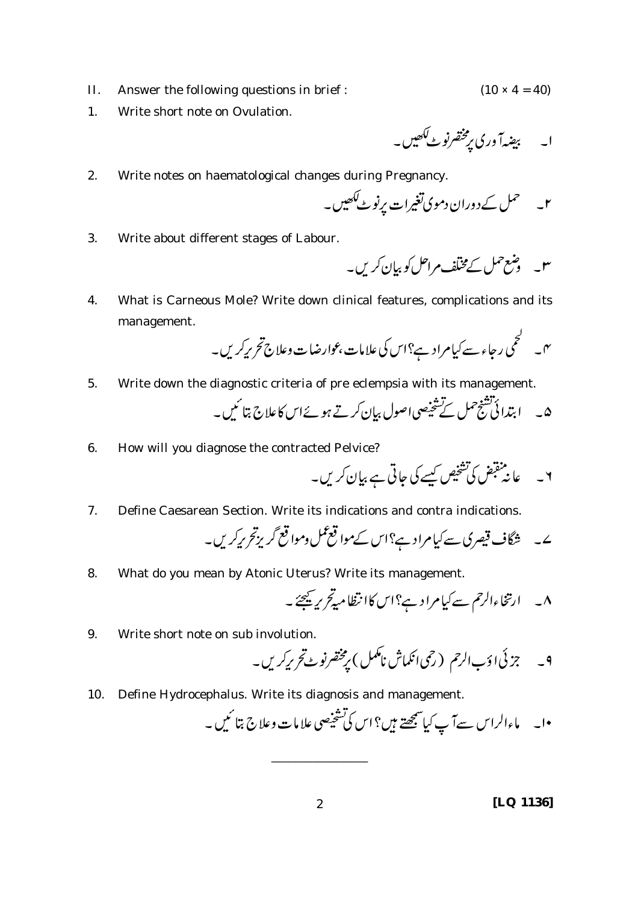II. Answer the following questions in brief : (10 × 4 = 40)

1. Write short note on Ovulation.

۱۔ بیضہ آوری پر مختصر نوٹ لکھیں۔

2. Write notes on haematological changes during Pregnancy.

۲۔ حمل کے دوران دموی تغیرات پر نوٹ لکھیں۔

3. Write about different stages of Labour.

۳۔ وضع حمل کے مختلف مراحل کو بیان کریں۔

4. What is Carneous Mole? Write down clinical features, complications and its management.

۴۔ لحمی رجاء سے کیا مراد ہے؟ اس کی علامات، عوارضات وعلاج تحریر کریں۔

5. Write down the diagnostic criteria of pre eclempsia with its management.

۵۔ ابتدائی تشنج حمل کے تشخیصی اصول بیان کرتے ہوئے اس کا علاج بتائیں۔

6. How will you diagnose the contracted Pelvice?

۶۔ عانہ منقبض کی تشخیص کیسے کی جاتی ہے بیان کریں۔

7. Define Caesarean Section. Write its indications and contra indications.

۷۔ شگاف قیصری سے کیا مراد ہے؟ اس کے مواقع عمل ومواقع گریز تحریر کریں۔

8. What do you mean by Atonic Uterus? Write its management.

۸۔ ارتخاء الرحم سے کیا مراد ہے؟ اس کا انتظامیہ تحریر کیجئے۔

9. Write short note on sub involution.

۹۔ جزئی اوبالرحم (رحمی انکماش نامکمل) پر مختصر نوٹ تحریر کریں۔

10. Define Hydrocephalus. Write its diagnosis and management.

۱۰۔ ماء الراس سے آپ کیا سمجھتے ہیں؟ اس کی تشخیصی علامات وعلاج بتائیں۔

---

[LQ 1136]